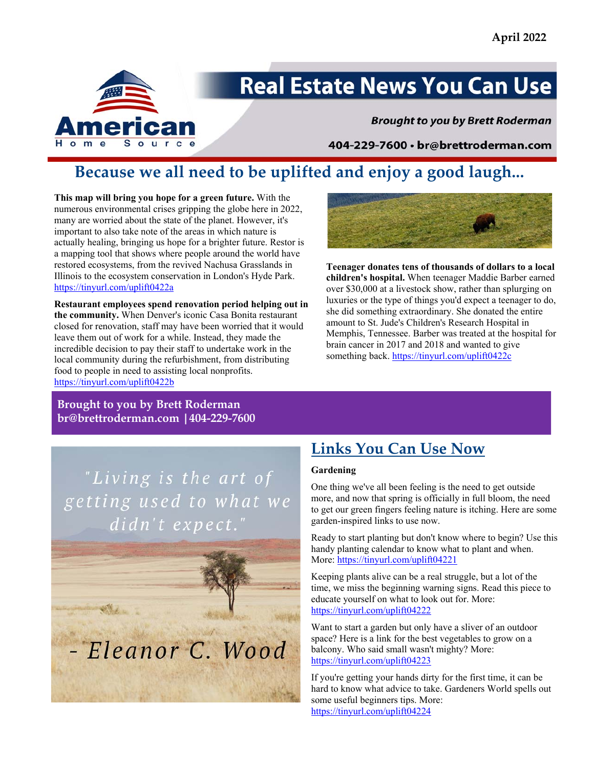April 2022

# Real Estate News You Can Use

***Brought to you by Brett Roderman***

**404-229-7600 • br@brettroderman.com**

## Because we all need to be uplifted and enjoy a good laugh...

**This map will bring you hope for a green future.** With the numerous environmental crises gripping the globe here in 2022, many are worried about the state of the planet. However, it's important to also take note of the areas in which nature is actually healing, bringing us hope for a brighter future. Restor is a mapping tool that shows where people around the world have restored ecosystems, from the revived Nachusa Grasslands in Illinois to the ecosystem conservation in London's Hyde Park. https://tinyurl.com/uplift0422a

**Restaurant employees spend renovation period helping out in the community.** When Denver's iconic Casa Bonita restaurant closed for renovation, staff may have been worried that it would leave them out of work for a while. Instead, they made the incredible decision to pay their staff to undertake work in the local community during the refurbishment, from distributing food to people in need to assisting local nonprofits. https://tinyurl.com/uplift0422b

**Teenager donates tens of thousands of dollars to a local children's hospital.** When teenager Maddie Barber earned over $30,000 at a livestock show, rather than splurging on luxuries or the type of things you'd expect a teenager to do, she did something extraordinary. She donated the entire amount to St. Jude's Children's Research Hospital in Memphis, Tennessee. Barber was treated at the hospital for brain cancer in 2017 and 2018 and wanted to give something back. https://tinyurl.com/uplift0422c

**Brought to you by Brett Roderman**
**br@brettroderman.com |404-229-7600**

"Living is the art of getting used to what we didn't expect."

- Eleanor C. Wood

## Links You Can Use Now

**Gardening**

One thing we've all been feeling is the need to get outside more, and now that spring is officially in full bloom, the need to get our green fingers feeling nature is itching. Here are some garden-inspired links to use now.

Ready to start planting but don't know where to begin? Use this handy planting calendar to know what to plant and when. More: https://tinyurl.com/uplift04221

Keeping plants alive can be a real struggle, but a lot of the time, we miss the beginning warning signs. Read this piece to educate yourself on what to look out for. More: https://tinyurl.com/uplift04222

Want to start a garden but only have a sliver of an outdoor space? Here is a link for the best vegetables to grow on a balcony. Who said small wasn't mighty? More: https://tinyurl.com/uplift04223

If you're getting your hands dirty for the first time, it can be hard to know what advice to take. Gardeners World spells out some useful beginners tips. More: https://tinyurl.com/uplift04224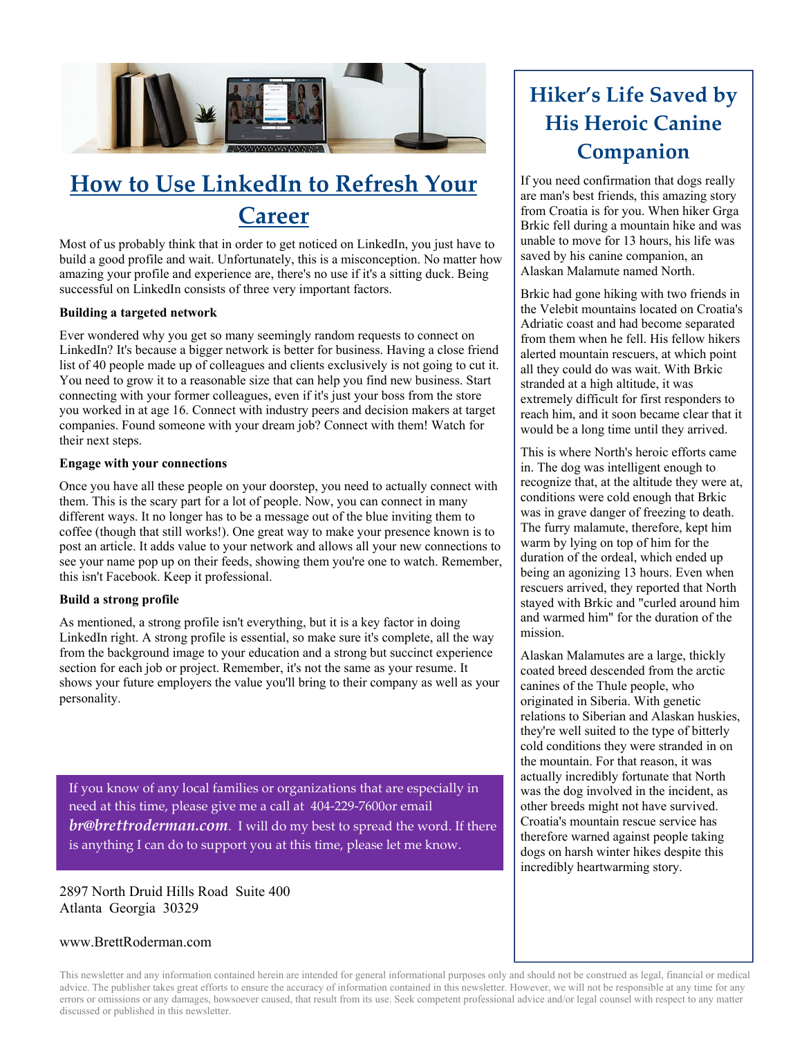# How to Use LinkedIn to Refresh Your Career

Most of us probably think that in order to get noticed on LinkedIn, you just have to build a good profile and wait. Unfortunately, this is a misconception. No matter how amazing your profile and experience are, there's no use if it's a sitting duck. Being successful on LinkedIn consists of three very important factors.

**Building a targeted network**

Ever wondered why you get so many seemingly random requests to connect on LinkedIn? It's because a bigger network is better for business. Having a close friend list of 40 people made up of colleagues and clients exclusively is not going to cut it. You need to grow it to a reasonable size that can help you find new business. Start connecting with your former colleagues, even if it's just your boss from the store you worked in at age 16. Connect with industry peers and decision makers at target companies. Found someone with your dream job? Connect with them! Watch for their next steps.

**Engage with your connections**

Once you have all these people on your doorstep, you need to actually connect with them. This is the scary part for a lot of people. Now, you can connect in many different ways. It no longer has to be a message out of the blue inviting them to coffee (though that still works!). One great way to make your presence known is to post an article. It adds value to your network and allows all your new connections to see your name pop up on their feeds, showing them you're one to watch. Remember, this isn't Facebook. Keep it professional.

**Build a strong profile**

As mentioned, a strong profile isn't everything, but it is a key factor in doing LinkedIn right. A strong profile is essential, so make sure it's complete, all the way from the background image to your education and a strong but succinct experience section for each job or project. Remember, it's not the same as your resume. It shows your future employers the value you'll bring to their company as well as your personality.

If you know of any local families or organizations that are especially in need at this time, please give me a call at 404-229-7600or email ***br@brettroderman.com***. I will do my best to spread the word. If there is anything I can do to support you at this time, please let me know.

2897 North Druid Hills Road Suite 400
Atlanta Georgia 30329

www.BrettRoderman.com

## Hiker's Life Saved by His Heroic Canine Companion

If you need confirmation that dogs really are man's best friends, this amazing story from Croatia is for you. When hiker Grga Brkic fell during a mountain hike and was unable to move for 13 hours, his life was saved by his canine companion, an Alaskan Malamute named North.

Brkic had gone hiking with two friends in the Velebit mountains located on Croatia's Adriatic coast and had become separated from them when he fell. His fellow hikers alerted mountain rescuers, at which point all they could do was wait. With Brkic stranded at a high altitude, it was extremely difficult for first responders to reach him, and it soon became clear that it would be a long time until they arrived.

This is where North's heroic efforts came in. The dog was intelligent enough to recognize that, at the altitude they were at, conditions were cold enough that Brkic was in grave danger of freezing to death. The furry malamute, therefore, kept him warm by lying on top of him for the duration of the ordeal, which ended up being an agonizing 13 hours. Even when rescuers arrived, they reported that North stayed with Brkic and "curled around him and warmed him" for the duration of the mission.

Alaskan Malamutes are a large, thickly coated breed descended from the arctic canines of the Thule people, who originated in Siberia. With genetic relations to Siberian and Alaskan huskies, they're well suited to the type of bitterly cold conditions they were stranded in on the mountain. For that reason, it was actually incredibly fortunate that North was the dog involved in the incident, as other breeds might not have survived. Croatia's mountain rescue service has therefore warned against people taking dogs on harsh winter hikes despite this incredibly heartwarming story.

This newsletter and any information contained herein are intended for general informational purposes only and should not be construed as legal, financial or medical advice. The publisher takes great efforts to ensure the accuracy of information contained in this newsletter. However, we will not be responsible at any time for any errors or omissions or any damages, howsoever caused, that result from its use. Seek competent professional advice and/or legal counsel with respect to any matter discussed or published in this newsletter.